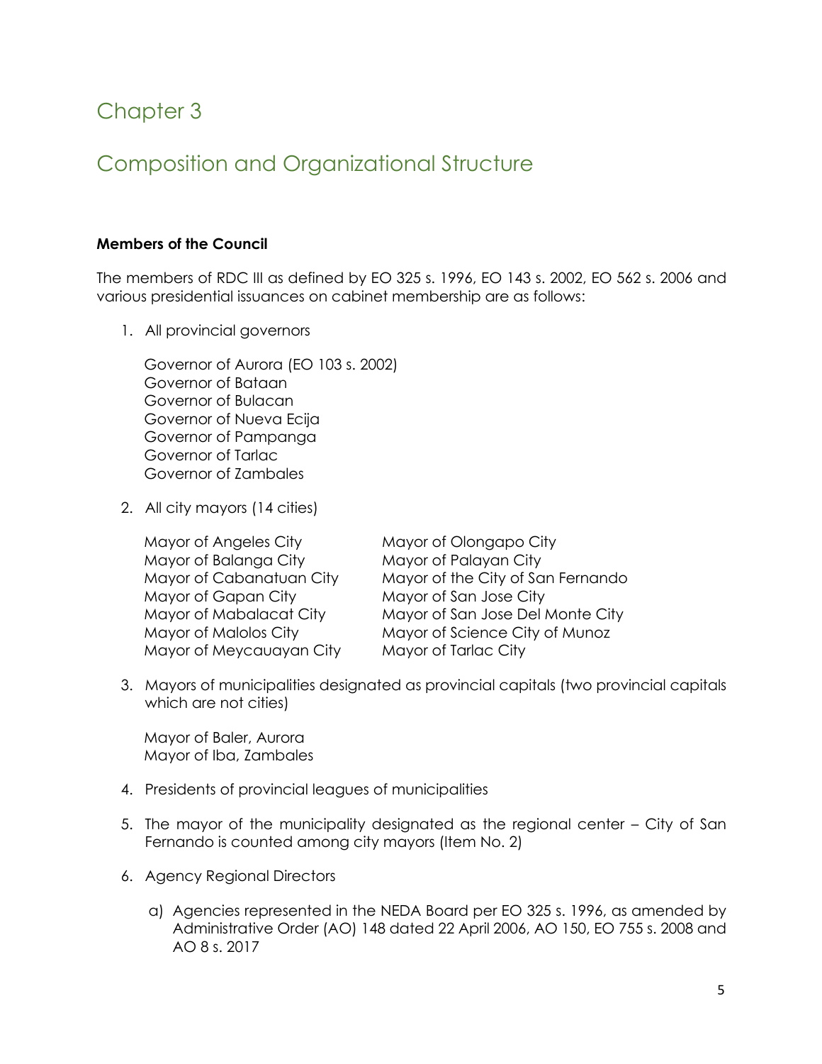# Chapter 3

# Composition and Organizational Structure

**Members of the Council**

The members of RDC III as defined by EO 325 s. 1996, EO 143 s. 2002, EO 562 s. 2006 and various presidential issuances on cabinet membership are as follows:

1. All provincial governors

   Governor of Aurora (EO 103 s. 2002)
   Governor of Bataan
   Governor of Bulacan
   Governor of Nueva Ecija
   Governor of Pampanga
   Governor of Tarlac
   Governor of Zambales

2. All city mayors (14 cities)

   Mayor of Angeles City
   Mayor of Balanga City
   Mayor of Cabanatuan City
   Mayor of Gapan City
   Mayor of Mabalacat City
   Mayor of Malolos City
   Mayor of Meycauayan City
   Mayor of Olongapo City
   Mayor of Palayan City
   Mayor of the City of San Fernando
   Mayor of San Jose City
   Mayor of San Jose Del Monte City
   Mayor of Science City of Munoz
   Mayor of Tarlac City

3. Mayors of municipalities designated as provincial capitals (two provincial capitals which are not cities)

   Mayor of Baler, Aurora
   Mayor of Iba, Zambales

4. Presidents of provincial leagues of municipalities

5. The mayor of the municipality designated as the regional center – City of San Fernando is counted among city mayors (Item No. 2)

6. Agency Regional Directors

   a) Agencies represented in the NEDA Board per EO 325 s. 1996, as amended by Administrative Order (AO) 148 dated 22 April 2006, AO 150, EO 755 s. 2008 and AO 8 s. 2017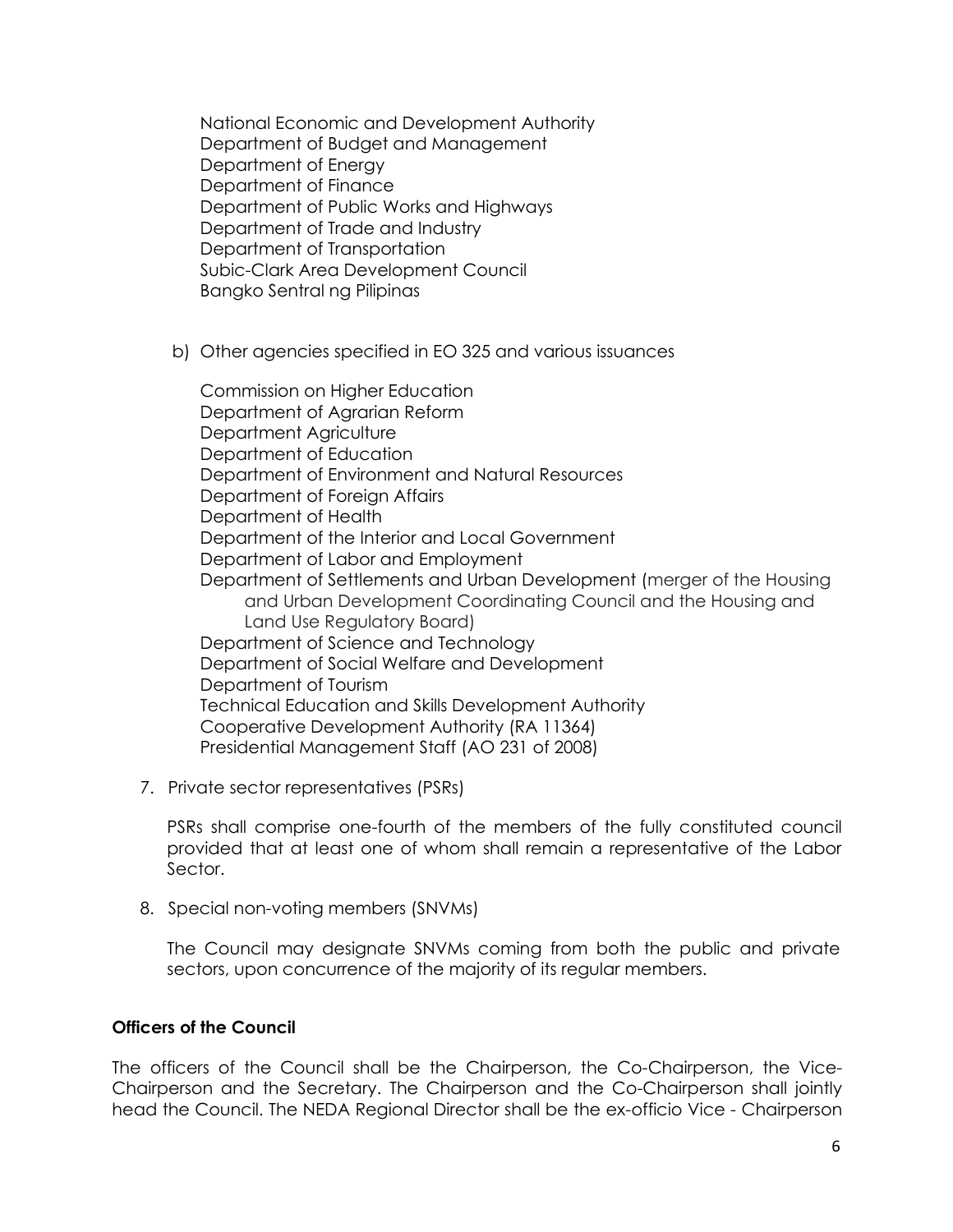National Economic and Development Authority
Department of Budget and Management
Department of Energy
Department of Finance
Department of Public Works and Highways
Department of Trade and Industry
Department of Transportation
Subic-Clark Area Development Council
Bangko Sentral ng Pilipinas

b) Other agencies specified in EO 325 and various issuances

Commission on Higher Education
Department of Agrarian Reform
Department Agriculture
Department of Education
Department of Environment and Natural Resources
Department of Foreign Affairs
Department of Health
Department of the Interior and Local Government
Department of Labor and Employment
Department of Settlements and Urban Development (merger of the Housing and Urban Development Coordinating Council and the Housing and Land Use Regulatory Board)
Department of Science and Technology
Department of Social Welfare and Development
Department of Tourism
Technical Education and Skills Development Authority
Cooperative Development Authority (RA 11364)
Presidential Management Staff (AO 231 of 2008)

7. Private sector representatives (PSRs)

   PSRs shall comprise one-fourth of the members of the fully constituted council provided that at least one of whom shall remain a representative of the Labor Sector.

8. Special non-voting members (SNVMs)

   The Council may designate SNVMs coming from both the public and private sectors, upon concurrence of the majority of its regular members.

**Officers of the Council**

The officers of the Council shall be the Chairperson, the Co-Chairperson, the Vice-Chairperson and the Secretary. The Chairperson and the Co-Chairperson shall jointly head the Council. The NEDA Regional Director shall be the ex-officio Vice - Chairperson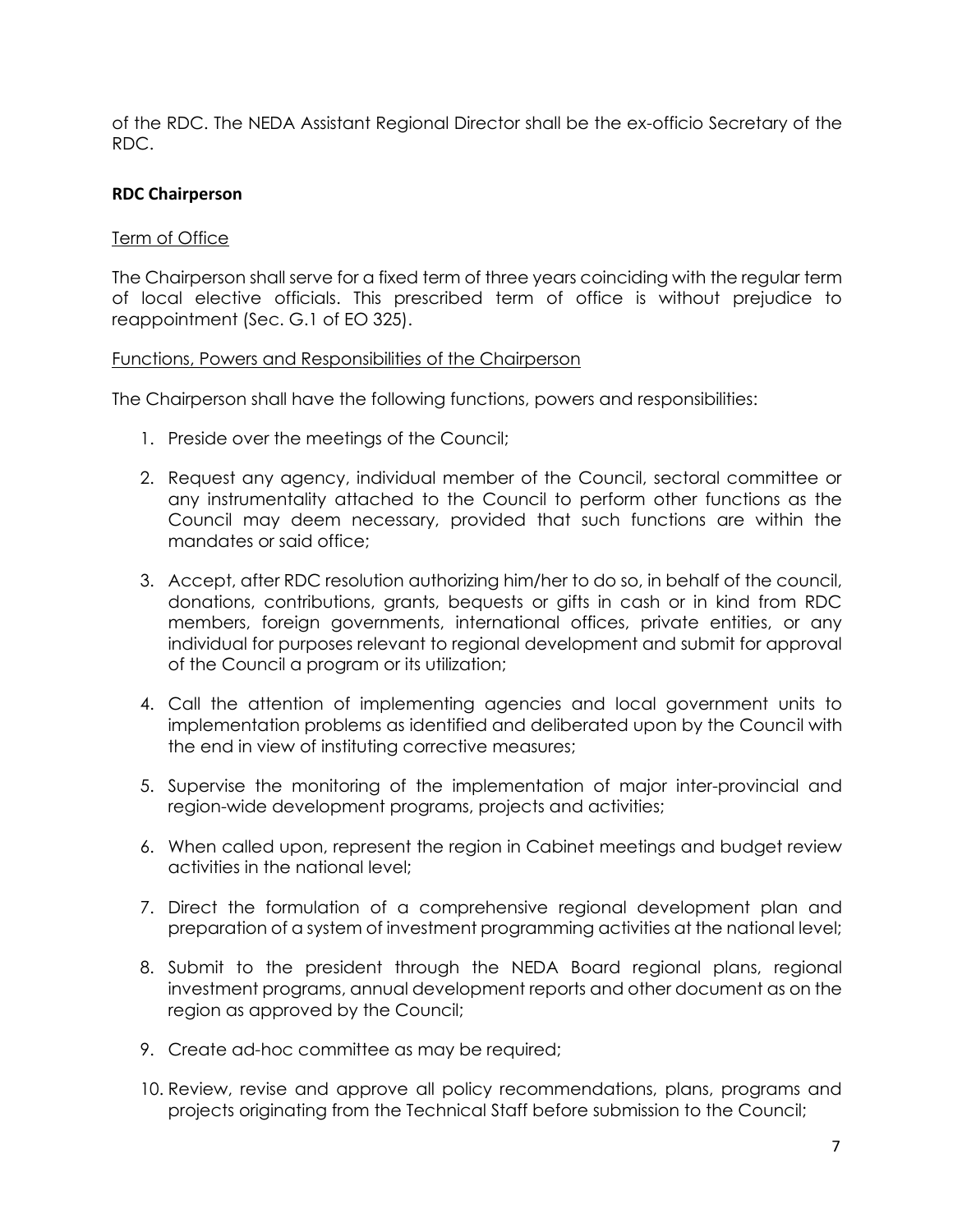of the RDC. The NEDA Assistant Regional Director shall be the ex-officio Secretary of the RDC.

### RDC Chairperson

Term of Office

The Chairperson shall serve for a fixed term of three years coinciding with the regular term of local elective officials. This prescribed term of office is without prejudice to reappointment (Sec. G.1 of EO 325).

Functions, Powers and Responsibilities of the Chairperson

The Chairperson shall have the following functions, powers and responsibilities:

1. Preside over the meetings of the Council;
2. Request any agency, individual member of the Council, sectoral committee or any instrumentality attached to the Council to perform other functions as the Council may deem necessary, provided that such functions are within the mandates or said office;
3. Accept, after RDC resolution authorizing him/her to do so, in behalf of the council, donations, contributions, grants, bequests or gifts in cash or in kind from RDC members, foreign governments, international offices, private entities, or any individual for purposes relevant to regional development and submit for approval of the Council a program or its utilization;
4. Call the attention of implementing agencies and local government units to implementation problems as identified and deliberated upon by the Council with the end in view of instituting corrective measures;
5. Supervise the monitoring of the implementation of major inter-provincial and region-wide development programs, projects and activities;
6. When called upon, represent the region in Cabinet meetings and budget review activities in the national level;
7. Direct the formulation of a comprehensive regional development plan and preparation of a system of investment programming activities at the national level;
8. Submit to the president through the NEDA Board regional plans, regional investment programs, annual development reports and other document as on the region as approved by the Council;
9. Create ad-hoc committee as may be required;
10. Review, revise and approve all policy recommendations, plans, programs and projects originating from the Technical Staff before submission to the Council;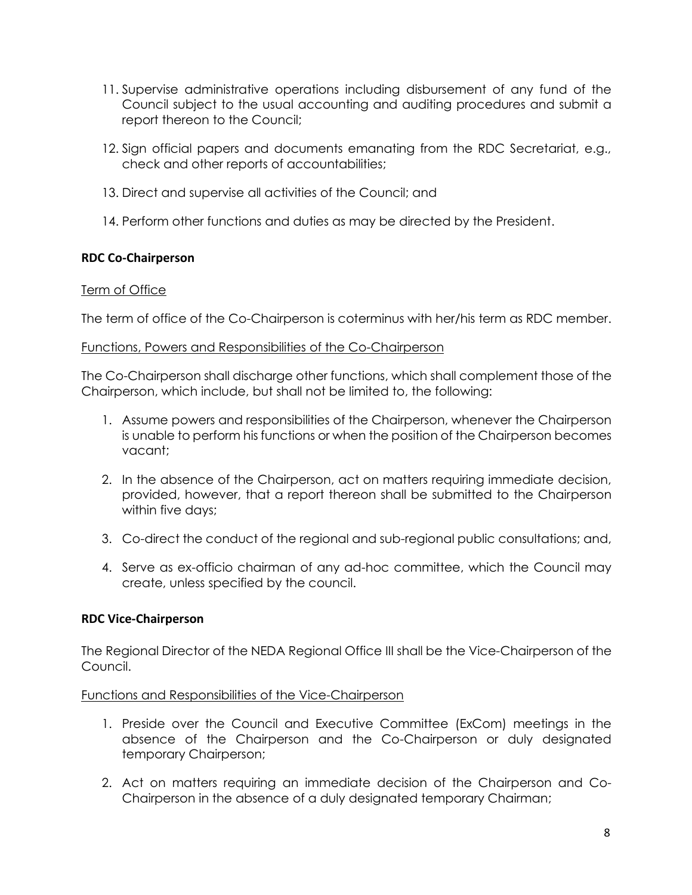11. Supervise administrative operations including disbursement of any fund of the Council subject to the usual accounting and auditing procedures and submit a report thereon to the Council;

12. Sign official papers and documents emanating from the RDC Secretariat, e.g., check and other reports of accountabilities;

13. Direct and supervise all activities of the Council; and

14. Perform other functions and duties as may be directed by the President.

**RDC Co-Chairperson**

Term of Office

The term of office of the Co-Chairperson is coterminus with her/his term as RDC member.

Functions, Powers and Responsibilities of the Co-Chairperson

The Co-Chairperson shall discharge other functions, which shall complement those of the Chairperson, which include, but shall not be limited to, the following:

1. Assume powers and responsibilities of the Chairperson, whenever the Chairperson is unable to perform his functions or when the position of the Chairperson becomes vacant;

2. In the absence of the Chairperson, act on matters requiring immediate decision, provided, however, that a report thereon shall be submitted to the Chairperson within five days;

3. Co-direct the conduct of the regional and sub-regional public consultations; and,

4. Serve as ex-officio chairman of any ad-hoc committee, which the Council may create, unless specified by the council.

**RDC Vice-Chairperson**

The Regional Director of the NEDA Regional Office III shall be the Vice-Chairperson of the Council.

Functions and Responsibilities of the Vice-Chairperson

1. Preside over the Council and Executive Committee (ExCom) meetings in the absence of the Chairperson and the Co-Chairperson or duly designated temporary Chairperson;

2. Act on matters requiring an immediate decision of the Chairperson and Co-Chairperson in the absence of a duly designated temporary Chairman;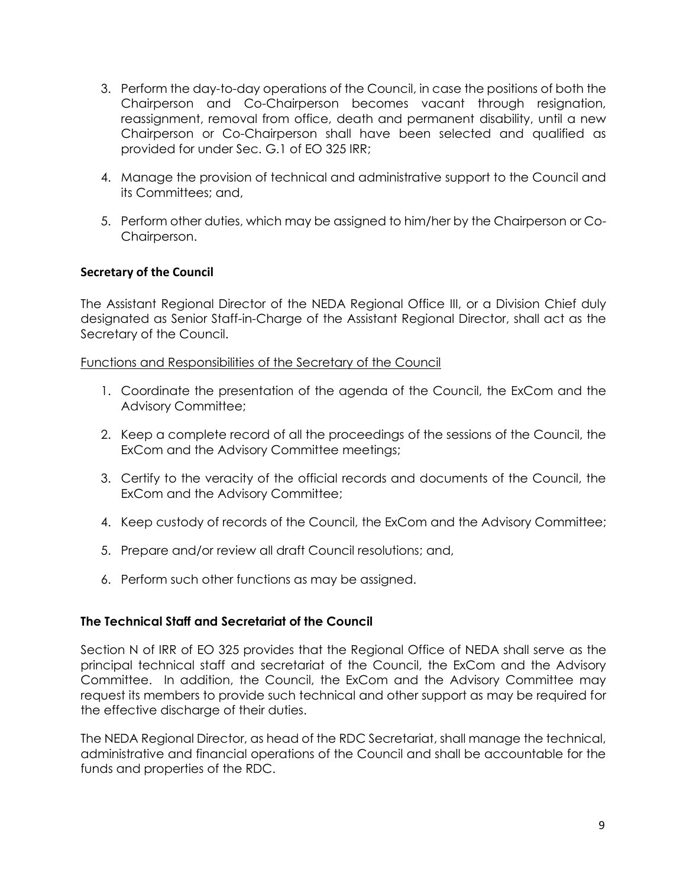3. Perform the day-to-day operations of the Council, in case the positions of both the Chairperson and Co-Chairperson becomes vacant through resignation, reassignment, removal from office, death and permanent disability, until a new Chairperson or Co-Chairperson shall have been selected and qualified as provided for under Sec. G.1 of EO 325 IRR;

4. Manage the provision of technical and administrative support to the Council and its Committees; and,

5. Perform other duties, which may be assigned to him/her by the Chairperson or Co-Chairperson.

### Secretary of the Council

The Assistant Regional Director of the NEDA Regional Office III, or a Division Chief duly designated as Senior Staff-in-Charge of the Assistant Regional Director, shall act as the Secretary of the Council.

Functions and Responsibilities of the Secretary of the Council

1. Coordinate the presentation of the agenda of the Council, the ExCom and the Advisory Committee;

2. Keep a complete record of all the proceedings of the sessions of the Council, the ExCom and the Advisory Committee meetings;

3. Certify to the veracity of the official records and documents of the Council, the ExCom and the Advisory Committee;

4. Keep custody of records of the Council, the ExCom and the Advisory Committee;

5. Prepare and/or review all draft Council resolutions; and,

6. Perform such other functions as may be assigned.

### The Technical Staff and Secretariat of the Council

Section N of IRR of EO 325 provides that the Regional Office of NEDA shall serve as the principal technical staff and secretariat of the Council, the ExCom and the Advisory Committee. In addition, the Council, the ExCom and the Advisory Committee may request its members to provide such technical and other support as may be required for the effective discharge of their duties.

The NEDA Regional Director, as head of the RDC Secretariat, shall manage the technical, administrative and financial operations of the Council and shall be accountable for the funds and properties of the RDC.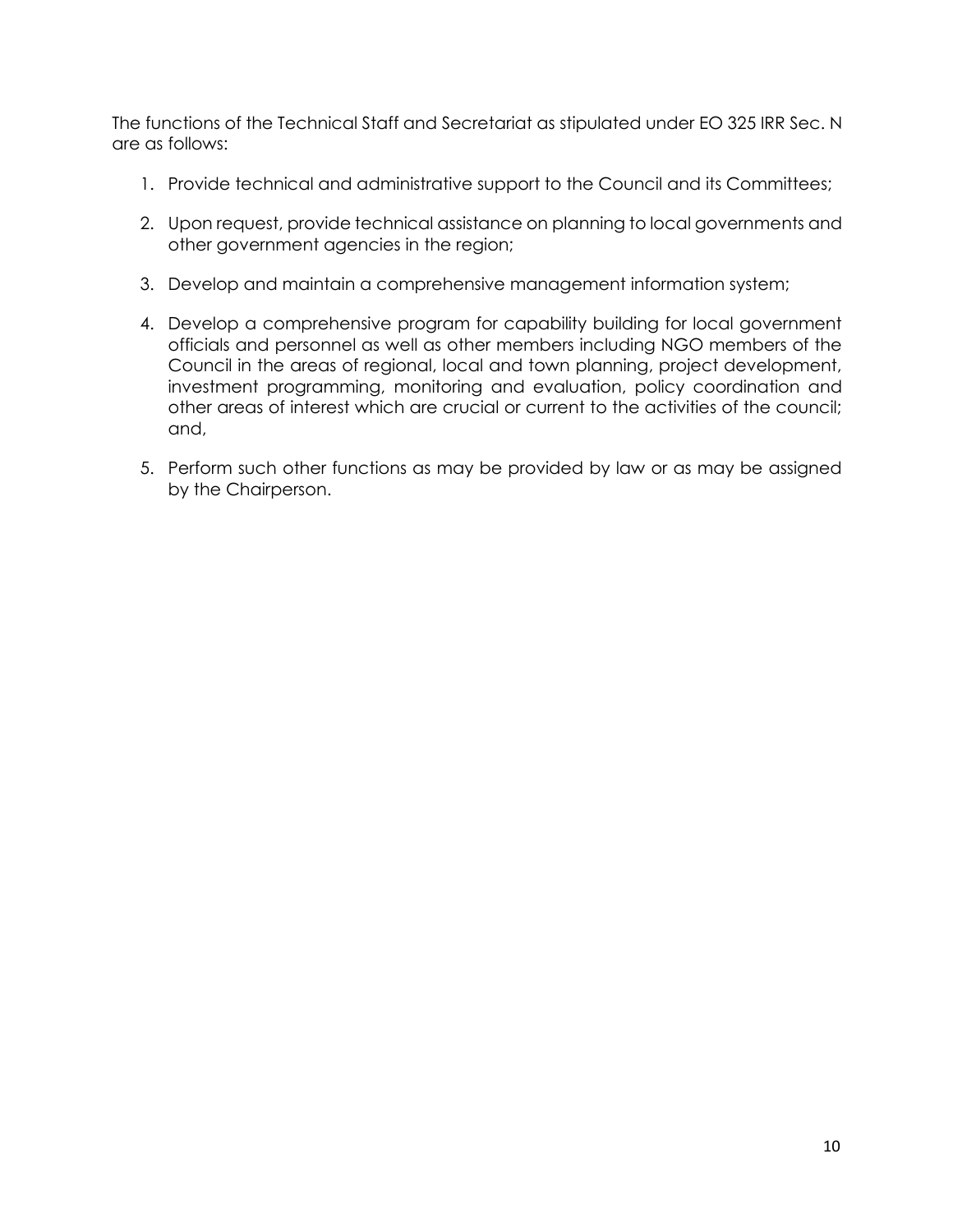The functions of the Technical Staff and Secretariat as stipulated under EO 325 IRR Sec. N are as follows:

1. Provide technical and administrative support to the Council and its Committees;

2. Upon request, provide technical assistance on planning to local governments and other government agencies in the region;

3. Develop and maintain a comprehensive management information system;

4. Develop a comprehensive program for capability building for local government officials and personnel as well as other members including NGO members of the Council in the areas of regional, local and town planning, project development, investment programming, monitoring and evaluation, policy coordination and other areas of interest which are crucial or current to the activities of the council; and,

5. Perform such other functions as may be provided by law or as may be assigned by the Chairperson.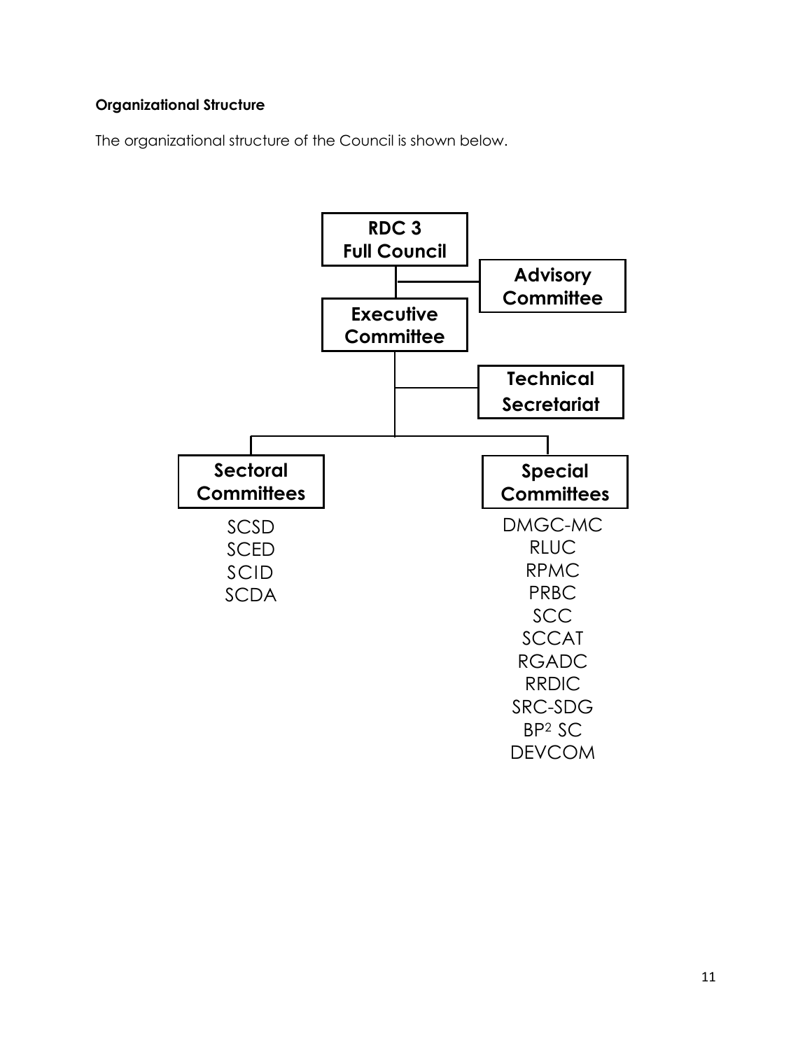**Organizational Structure**

The organizational structure of the Council is shown below.

RDC 3
Full Council

Advisory
Committee

Executive
Committee

Technical
Secretariat

Sectoral
Committees

SCSD
SCED
SCID
SCDA

Special
Committees

DMGC-MC
RLUC
RPMC
PRBC
SCC
SCCAT
RGADC
RRDIC
SRC-SDG
BP² SC
DEVCOM